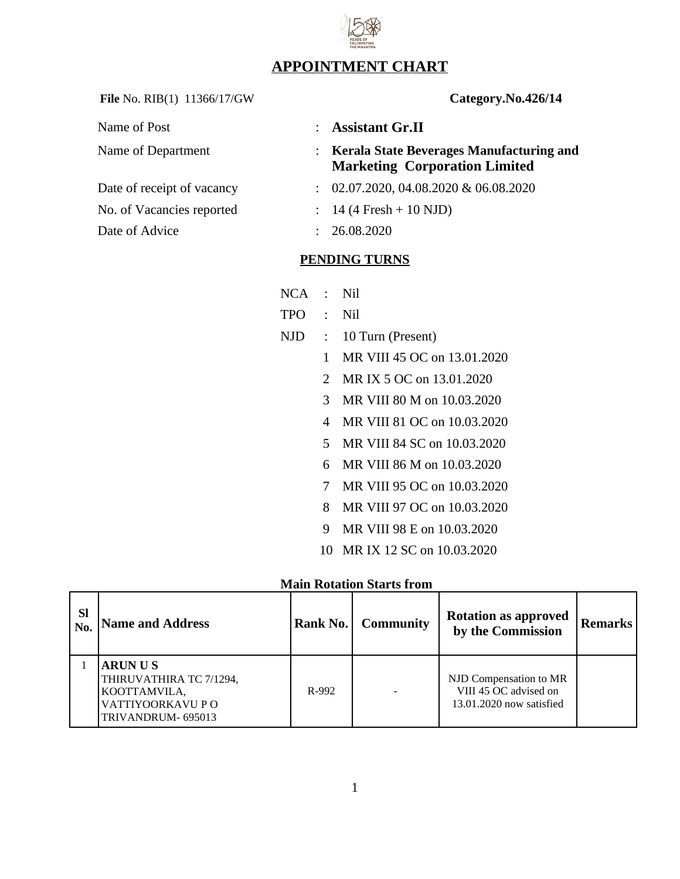# APPOINTMENT CHART

**File** No. RIB(1) 11366/17/GW **Category.No.426/14**

| | | |
|---|---|---|
| Name of Post | : | **Assistant Gr.II** |
| Name of Department | : | **Kerala State Beverages Manufacturing and Marketing Corporation Limited** |
| Date of receipt of vacancy | : | 02.07.2020, 04.08.2020 & 06.08.2020 |
| No. of Vacancies reported | : | 14 (4 Fresh + 10 NJD) |
| Date of Advice | : | 26.08.2020 |

## PENDING TURNS

NCA : Nil

TPO : Nil

NJD : 10 Turn (Present)

1. MR VIII 45 OC on 13.01.2020
2. MR IX 5 OC on 13.01.2020
3. MR VIII 80 M on 10.03.2020
4. MR VIII 81 OC on 10.03.2020
5. MR VIII 84 SC on 10.03.2020
6. MR VIII 86 M on 10.03.2020
7. MR VIII 95 OC on 10.03.2020
8. MR VIII 97 OC on 10.03.2020
9. MR VIII 98 E on 10.03.2020
10. MR IX 12 SC on 10.03.2020

**Main Rotation Starts from**

| Sl No. | Name and Address | Rank No. | Community | Rotation as approved by the Commission | Remarks |
|---|---|---|---|---|---|
| 1 | **ARUN U S** THIRUVATHIRA TC 7/1294, KOOTTAMVILA, VATTIYOORKAVU P O TRIVANDRUM- 695013 | R-992 | - | NJD Compensation to MR VIII 45 OC advised on 13.01.2020 now satisfied | |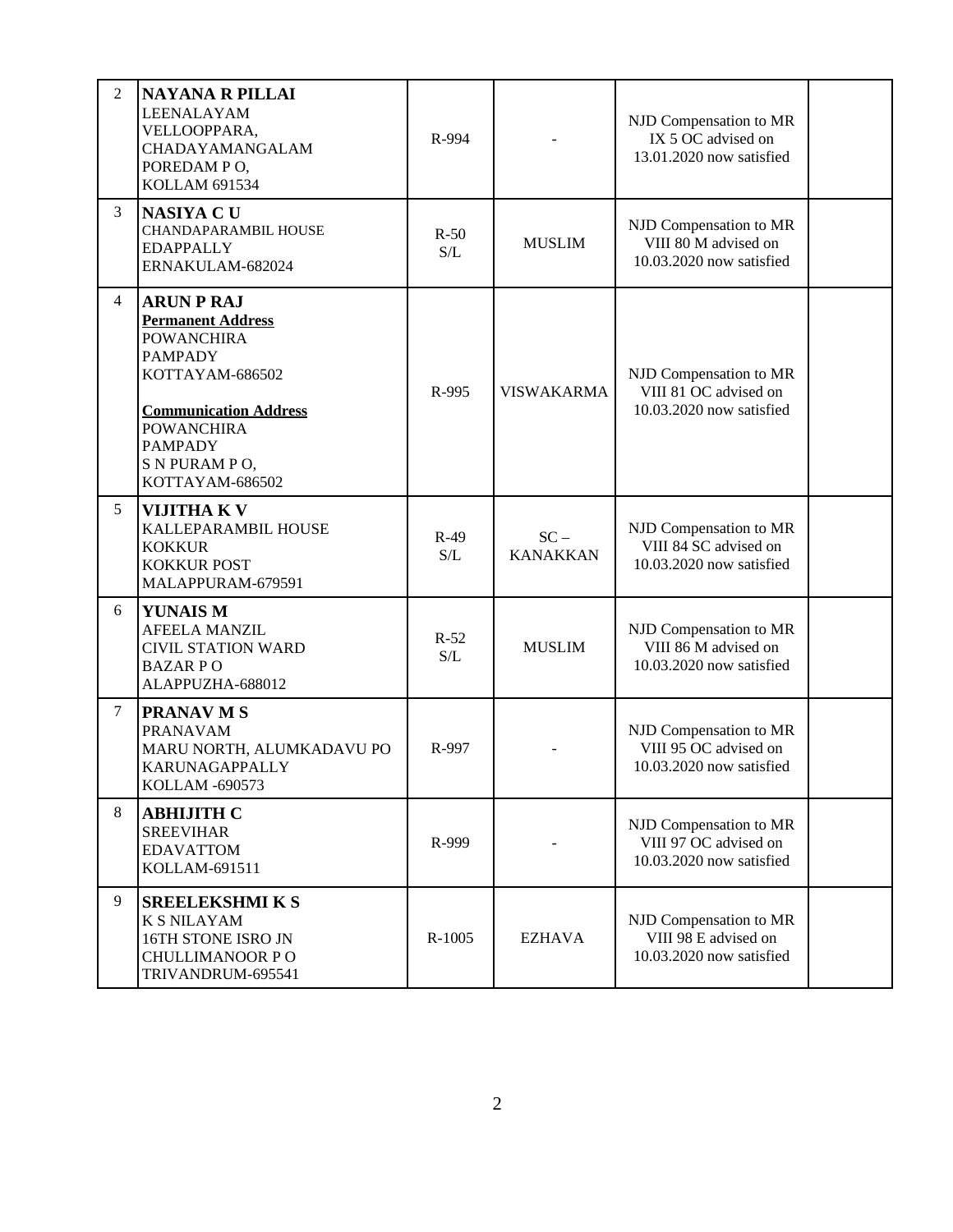| 2 | **NAYANA R PILLAI**<br>LEENALAYAM<br>VELLOOPPARA,<br>CHADAYAMANGALAM<br>POREDAM P O,<br>KOLLAM 691534 | R-994 | - | NJD Compensation to MR IX 5 OC advised on 13.01.2020 now satisfied | |
|---|---|---|---|---|---|
| 3 | **NASIYA C U**<br>CHANDAPARAMBIL HOUSE<br>EDAPPALLY<br>ERNAKULAM-682024 | R-50 S/L | MUSLIM | NJD Compensation to MR VIII 80 M advised on 10.03.2020 now satisfied | |
| 4 | **ARUN P RAJ**<br>**Permanent Address**<br>POWANCHIRA<br>PAMPADY<br>KOTTAYAM-686502<br><br>**Communication Address**<br>POWANCHIRA<br>PAMPADY<br>S N PURAM P O,<br>KOTTAYAM-686502 | R-995 | VISWAKARMA | NJD Compensation to MR VIII 81 OC advised on 10.03.2020 now satisfied | |
| 5 | **VIJITHA K V**<br>KALLEPARAMBIL HOUSE<br>KOKKUR<br>KOKKUR POST<br>MALAPPURAM-679591 | R-49 S/L | SC – KANAKKAN | NJD Compensation to MR VIII 84 SC advised on 10.03.2020 now satisfied | |
| 6 | **YUNAIS M**<br>AFEELA MANZIL<br>CIVIL STATION WARD<br>BAZAR P O<br>ALAPPUZHA-688012 | R-52 S/L | MUSLIM | NJD Compensation to MR VIII 86 M advised on 10.03.2020 now satisfied | |
| 7 | **PRANAV M S**<br>PRANAVAM<br>MARU NORTH, ALUMKADAVU PO<br>KARUNAGAPPALLY<br>KOLLAM -690573 | R-997 | - | NJD Compensation to MR VIII 95 OC advised on 10.03.2020 now satisfied | |
| 8 | **ABHIJITH C**<br>SREEVIHAR<br>EDAVATTOM<br>KOLLAM-691511 | R-999 | - | NJD Compensation to MR VIII 97 OC advised on 10.03.2020 now satisfied | |
| 9 | **SREELEKSHMI K S**<br>K S NILAYAM<br>16TH STONE ISRO JN<br>CHULLIMANOOR P O<br>TRIVANDRUM-695541 | R-1005 | EZHAVA | NJD Compensation to MR VIII 98 E advised on 10.03.2020 now satisfied | |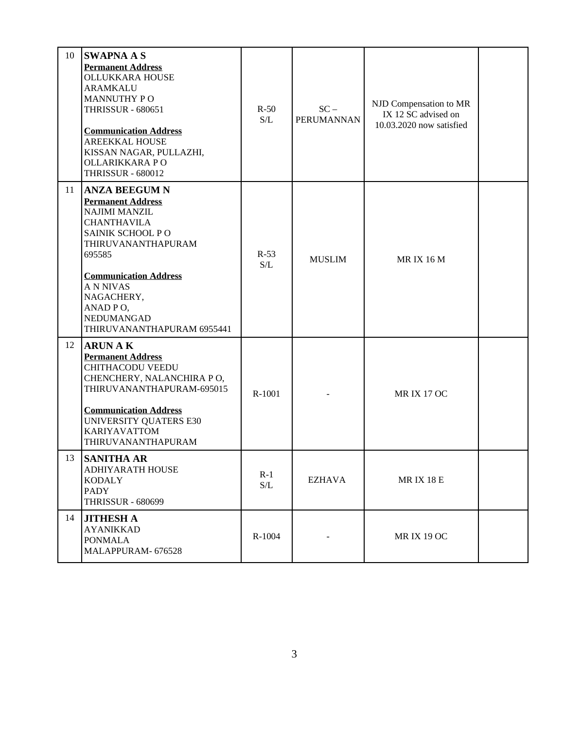| 10 | **SWAPNA A S**<br>**Permanent Address**<br>OLLUKKARA HOUSE<br>ARAMKALU<br>MANNUTHY P O<br>THRISSUR - 680651<br><br>**Communication Address**<br>AREEKKAL HOUSE<br>KISSAN NAGAR, PULLAZHI,<br>OLLARIKKARA P O<br>THRISSUR - 680012 | R-50<br>S/L | SC – PERUMANNAN | NJD Compensation to MR IX 12 SC advised on 10.03.2020 now satisfied | |
|---|---|---|---|---|---|
| 11 | **ANZA BEEGUM N**<br>**Permanent Address**<br>NAJIMI MANZIL<br>CHANTHAVILA<br>SAINIK SCHOOL P O<br>THIRUVANANTHAPURAM<br>695585<br><br>**Communication Address**<br>A N NIVAS<br>NAGACHERY,<br>ANAD P O,<br>NEDUMANGAD<br>THIRUVANANTHAPURAM 6955441 | R-53<br>S/L | MUSLIM | MR IX 16 M | |
| 12 | **ARUN A K**<br>**Permanent Address**<br>CHITHACODU VEEDU<br>CHENCHERY, NALANCHIRA P O,<br>THIRUVANANTHAPURAM-695015<br><br>**Communication Address**<br>UNIVERSITY QUATERS E30<br>KARIYAVATTOM<br>THIRUVANANTHAPURAM | R-1001 | - | MR IX 17 OC | |
| 13 | **SANITHA AR**<br>ADHIYARATH HOUSE<br>KODALY<br>PADY<br>THRISSUR - 680699 | R-1<br>S/L | EZHAVA | MR IX 18 E | |
| 14 | **JITHESH A**<br>AYANIKKAD<br>PONMALA<br>MALAPPURAM- 676528 | R-1004 | - | MR IX 19 OC | |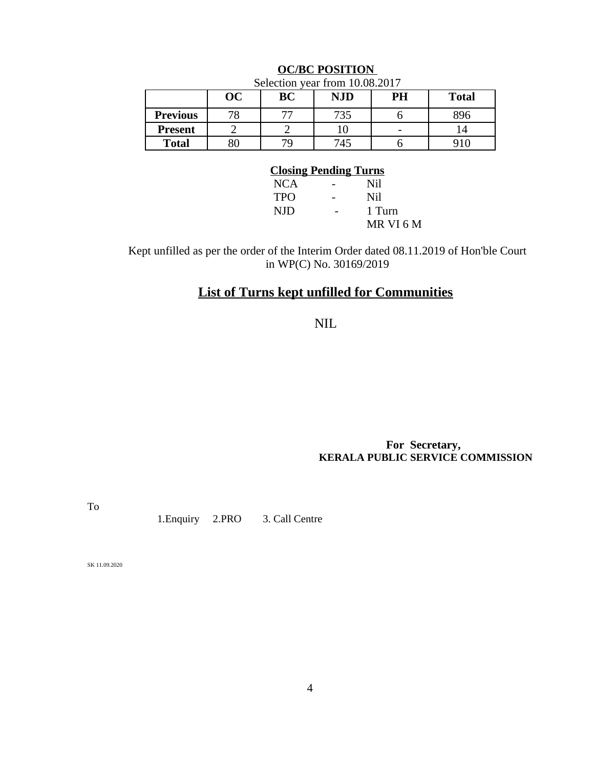**OC/BC POSITION**

Selection year from 10.08.2017

| | OC | BC | NJD | PH | Total |
|---|---|---|---|---|---|
| **Previous** | 78 | 77 | 735 | 6 | 896 |
| **Present** | 2 | 2 | 10 | - | 14 |
| **Total** | 80 | 79 | 745 | 6 | 910 |

**Closing Pending Turns**

NCA - Nil
TPO - Nil
NJD - 1 Turn
MR VI 6 M

Kept unfilled as per the order of the Interim Order dated 08.11.2019 of Hon'ble Court in WP(C) No. 30169/2019

## List of Turns kept unfilled for Communities

NIL

**For Secretary,**
**KERALA PUBLIC SERVICE COMMISSION**

To

1.Enquiry 2.PRO 3. Call Centre

SK 11.09.2020